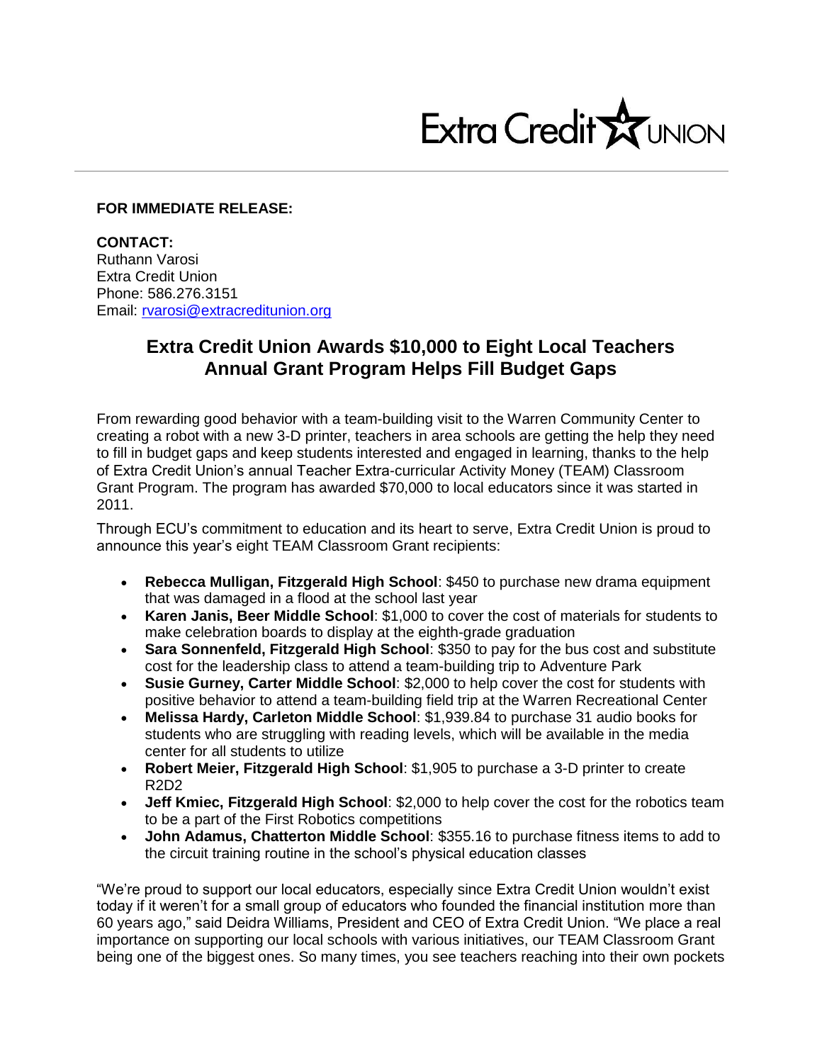Extra Credit UNION

**FOR IMMEDIATE RELEASE:**

**CONTACT:**
Ruthann Varosi
Extra Credit Union
Phone: 586.276.3151
Email: rvarosi@extracreditunion.org

## Extra Credit Union Awards $10,000 to Eight Local Teachers
## Annual Grant Program Helps Fill Budget Gaps

From rewarding good behavior with a team-building visit to the Warren Community Center to creating a robot with a new 3-D printer, teachers in area schools are getting the help they need to fill in budget gaps and keep students interested and engaged in learning, thanks to the help of Extra Credit Union's annual Teacher Extra-curricular Activity Money (TEAM) Classroom Grant Program. The program has awarded $70,000 to local educators since it was started in 2011.

Through ECU's commitment to education and its heart to serve, Extra Credit Union is proud to announce this year's eight TEAM Classroom Grant recipients:

- **Rebecca Mulligan, Fitzgerald High School**: $450 to purchase new drama equipment that was damaged in a flood at the school last year
- **Karen Janis, Beer Middle School**: $1,000 to cover the cost of materials for students to make celebration boards to display at the eighth-grade graduation
- **Sara Sonnenfeld, Fitzgerald High School**: $350 to pay for the bus cost and substitute cost for the leadership class to attend a team-building trip to Adventure Park
- **Susie Gurney, Carter Middle School**: $2,000 to help cover the cost for students with positive behavior to attend a team-building field trip at the Warren Recreational Center
- **Melissa Hardy, Carleton Middle School**: $1,939.84 to purchase 31 audio books for students who are struggling with reading levels, which will be available in the media center for all students to utilize
- **Robert Meier, Fitzgerald High School**: $1,905 to purchase a 3-D printer to create R2D2
- **Jeff Kmiec, Fitzgerald High School**: $2,000 to help cover the cost for the robotics team to be a part of the First Robotics competitions
- **John Adamus, Chatterton Middle School**: $355.16 to purchase fitness items to add to the circuit training routine in the school's physical education classes

"We're proud to support our local educators, especially since Extra Credit Union wouldn't exist today if it weren't for a small group of educators who founded the financial institution more than 60 years ago," said Deidra Williams, President and CEO of Extra Credit Union. "We place a real importance on supporting our local schools with various initiatives, our TEAM Classroom Grant being one of the biggest ones. So many times, you see teachers reaching into their own pockets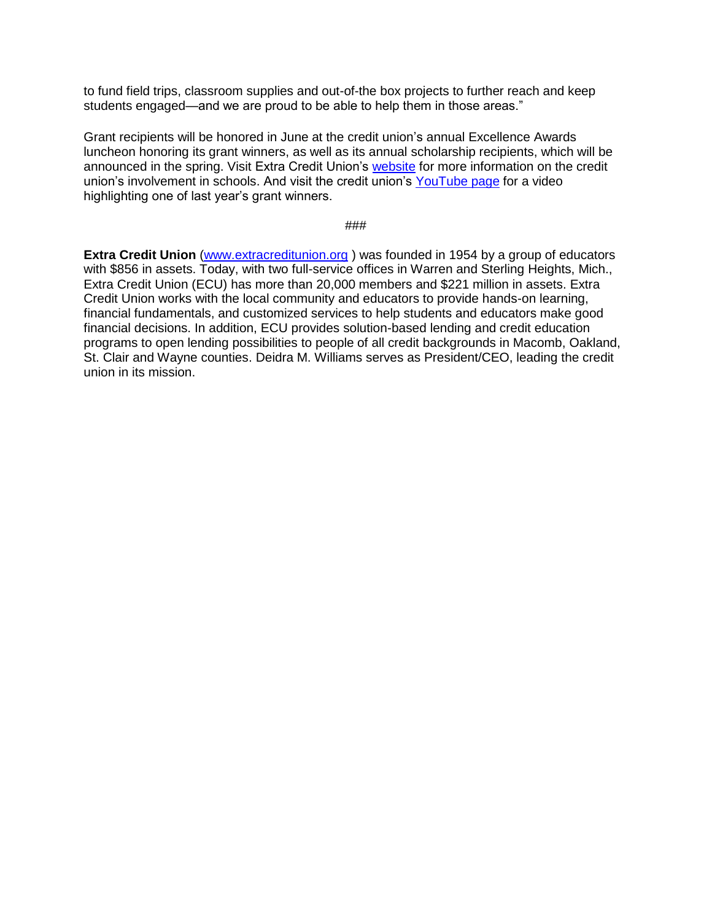to fund field trips, classroom supplies and out-of-the box projects to further reach and keep students engaged—and we are proud to be able to help them in those areas."

Grant recipients will be honored in June at the credit union's annual Excellence Awards luncheon honoring its grant winners, as well as its annual scholarship recipients, which will be announced in the spring. Visit Extra Credit Union's [website](website) for more information on the credit union's involvement in schools. And visit the credit union's [YouTube page](YouTube page) for a video highlighting one of last year's grant winners.

###

**Extra Credit Union** ([www.extracreditunion.org](http://www.extracreditunion.org) ) was founded in 1954 by a group of educators with $856 in assets. Today, with two full-service offices in Warren and Sterling Heights, Mich., Extra Credit Union (ECU) has more than 20,000 members and $221 million in assets. Extra Credit Union works with the local community and educators to provide hands-on learning, financial fundamentals, and customized services to help students and educators make good financial decisions. In addition, ECU provides solution-based lending and credit education programs to open lending possibilities to people of all credit backgrounds in Macomb, Oakland, St. Clair and Wayne counties. Deidra M. Williams serves as President/CEO, leading the credit union in its mission.